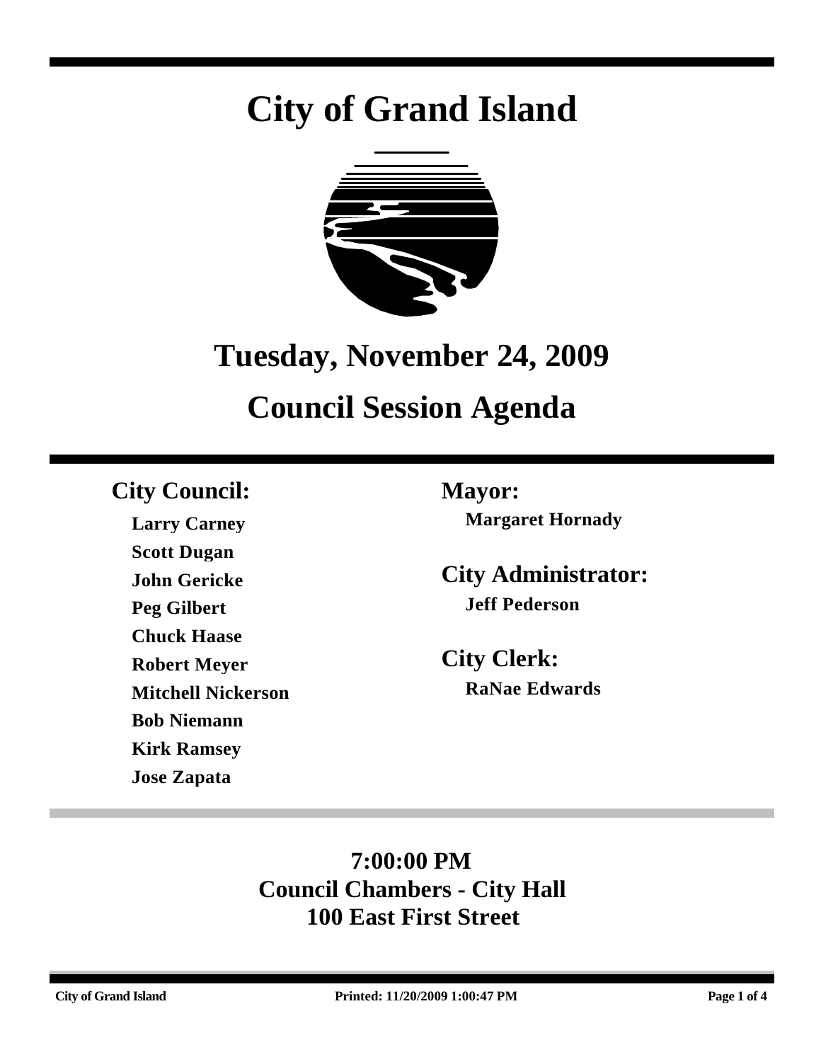# City of Grand Island

## Tuesday, November 24, 2009

## Council Session Agenda

**City Council:**

**Larry Carney**
**Scott Dugan**
**John Gericke**
**Peg Gilbert**
**Chuck Haase**
**Robert Meyer**
**Mitchell Nickerson**
**Bob Niemann**
**Kirk Ramsey**
**Jose Zapata**

**Mayor:**

**Margaret Hornady**

**City Administrator:**

**Jeff Pederson**

**City Clerk:**

**RaNae Edwards**

**7:00:00 PM**
**Council Chambers - City Hall**
**100 East First Street**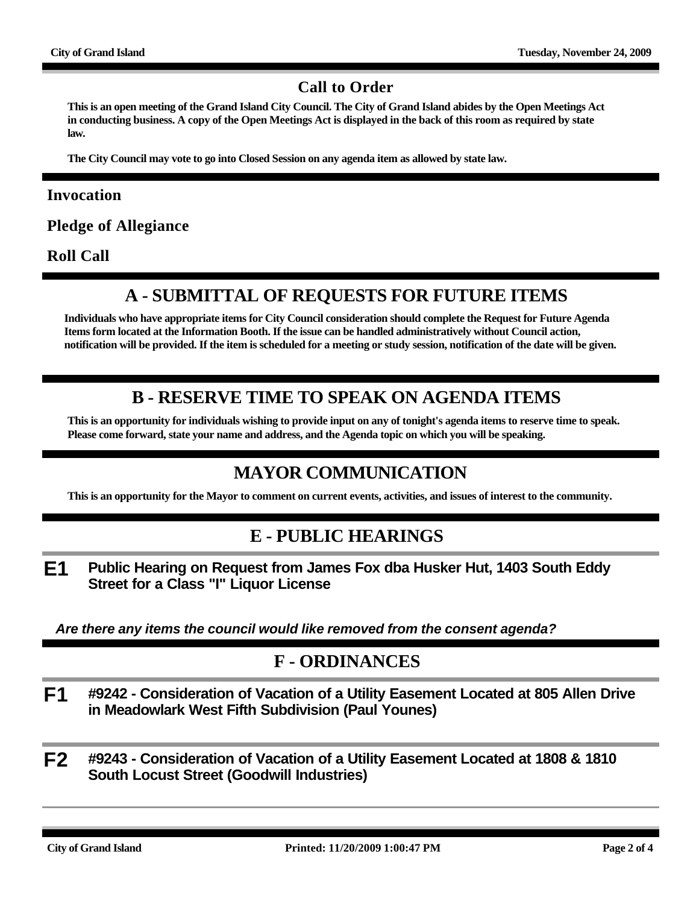## Call to Order

**This is an open meeting of the Grand Island City Council. The City of Grand Island abides by the Open Meetings Act in conducting business. A copy of the Open Meetings Act is displayed in the back of this room as required by state law.**

**The City Council may vote to go into Closed Session on any agenda item as allowed by state law.**

### Invocation

### Pledge of Allegiance

### Roll Call

## A - SUBMITTAL OF REQUESTS FOR FUTURE ITEMS

**Individuals who have appropriate items for City Council consideration should complete the Request for Future Agenda Items form located at the Information Booth. If the issue can be handled administratively without Council action, notification will be provided. If the item is scheduled for a meeting or study session, notification of the date will be given.**

## B - RESERVE TIME TO SPEAK ON AGENDA ITEMS

**This is an opportunity for individuals wishing to provide input on any of tonight's agenda items to reserve time to speak. Please come forward, state your name and address, and the Agenda topic on which you will be speaking.**

## MAYOR COMMUNICATION

**This is an opportunity for the Mayor to comment on current events, activities, and issues of interest to the community.**

## E - PUBLIC HEARINGS

**E1** **Public Hearing on Request from James Fox dba Husker Hut, 1403 South Eddy Street for a Class "I" Liquor License**

***Are there any items the council would like removed from the consent agenda?***

## F - ORDINANCES

**F1** **#9242 - Consideration of Vacation of a Utility Easement Located at 805 Allen Drive in Meadowlark West Fifth Subdivision (Paul Younes)**

**F2** **#9243 - Consideration of Vacation of a Utility Easement Located at 1808 & 1810 South Locust Street (Goodwill Industries)**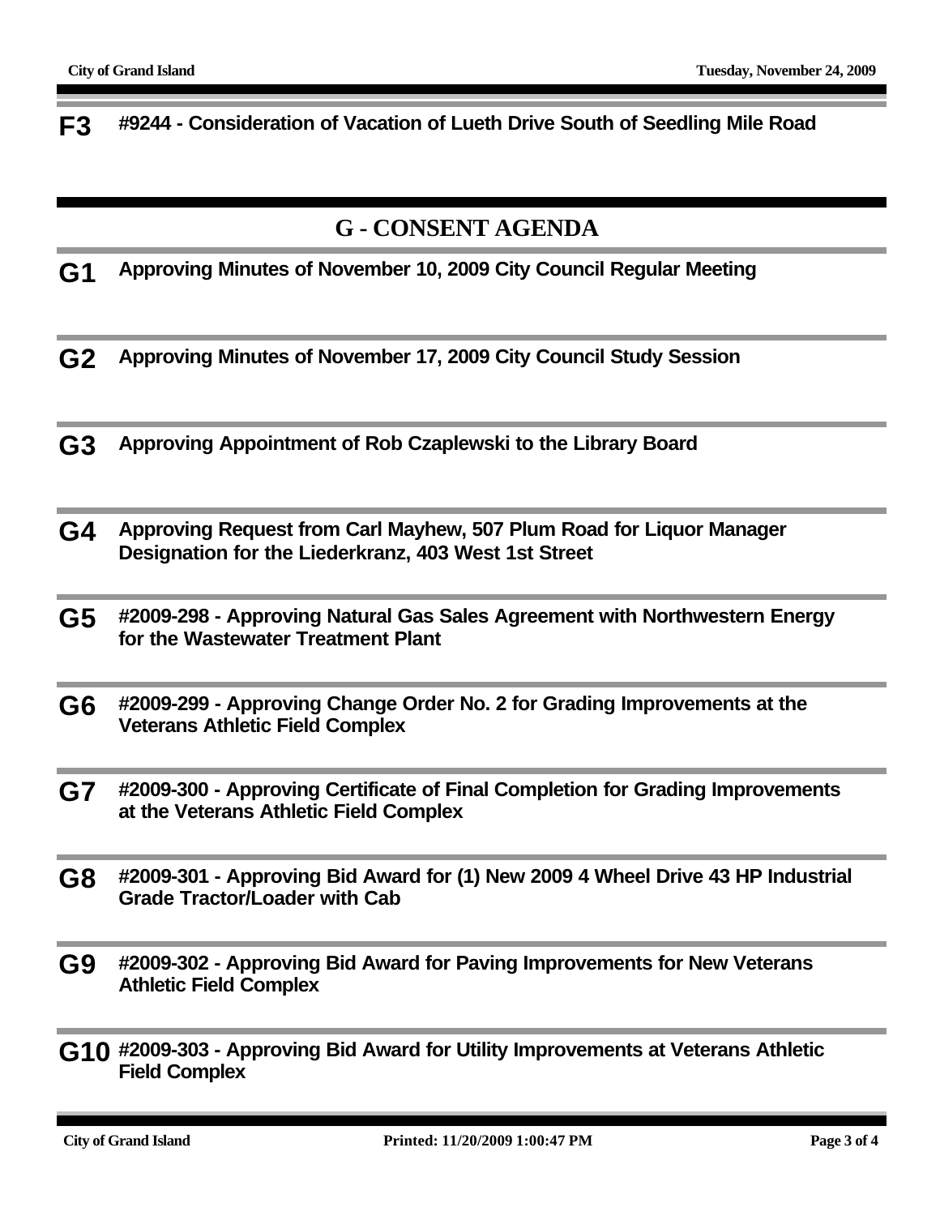**F3** **#9244 - Consideration of Vacation of Lueth Drive South of Seedling Mile Road**

## G - CONSENT AGENDA

**G1** **Approving Minutes of November 10, 2009 City Council Regular Meeting**

**G2** **Approving Minutes of November 17, 2009 City Council Study Session**

**G3** **Approving Appointment of Rob Czaplewski to the Library Board**

**G4** **Approving Request from Carl Mayhew, 507 Plum Road for Liquor Manager Designation for the Liederkranz, 403 West 1st Street**

**G5** **#2009-298 - Approving Natural Gas Sales Agreement with Northwestern Energy for the Wastewater Treatment Plant**

**G6** **#2009-299 - Approving Change Order No. 2 for Grading Improvements at the Veterans Athletic Field Complex**

**G7** **#2009-300 - Approving Certificate of Final Completion for Grading Improvements at the Veterans Athletic Field Complex**

**G8** **#2009-301 - Approving Bid Award for (1) New 2009 4 Wheel Drive 43 HP Industrial Grade Tractor/Loader with Cab**

**G9** **#2009-302 - Approving Bid Award for Paving Improvements for New Veterans Athletic Field Complex**

**G10** **#2009-303 - Approving Bid Award for Utility Improvements at Veterans Athletic Field Complex**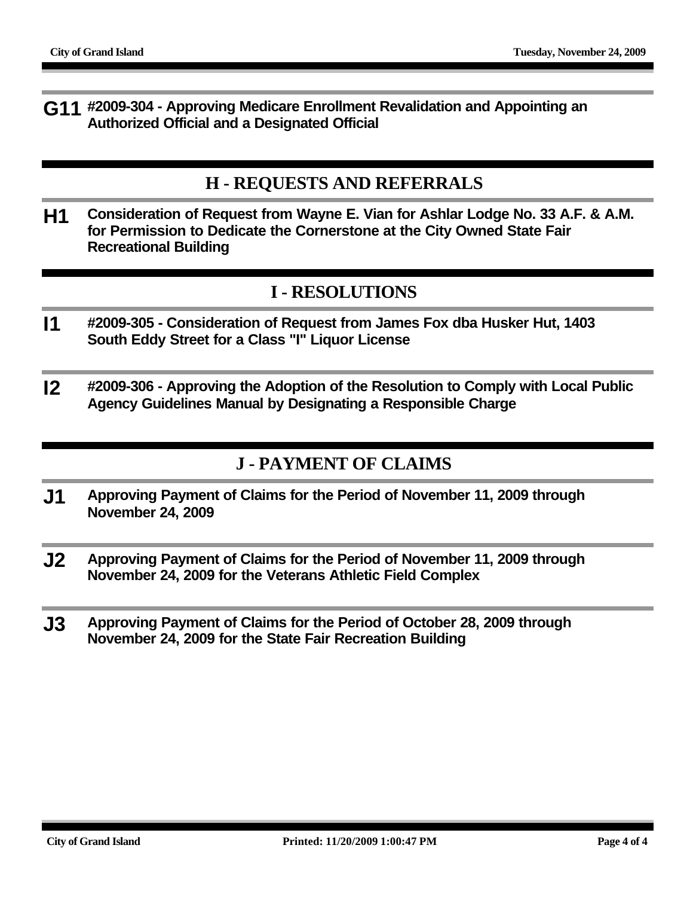**G11** **#2009-304 - Approving Medicare Enrollment Revalidation and Appointing an Authorized Official and a Designated Official**

## H - REQUESTS AND REFERRALS

**H1** **Consideration of Request from Wayne E. Vian for Ashlar Lodge No. 33 A.F. & A.M. for Permission to Dedicate the Cornerstone at the City Owned State Fair Recreational Building**

## I - RESOLUTIONS

**I1** **#2009-305 - Consideration of Request from James Fox dba Husker Hut, 1403 South Eddy Street for a Class "I" Liquor License**

**I2** **#2009-306 - Approving the Adoption of the Resolution to Comply with Local Public Agency Guidelines Manual by Designating a Responsible Charge**

## J - PAYMENT OF CLAIMS

**J1** **Approving Payment of Claims for the Period of November 11, 2009 through November 24, 2009**

**J2** **Approving Payment of Claims for the Period of November 11, 2009 through November 24, 2009 for the Veterans Athletic Field Complex**

**J3** **Approving Payment of Claims for the Period of October 28, 2009 through November 24, 2009 for the State Fair Recreation Building**